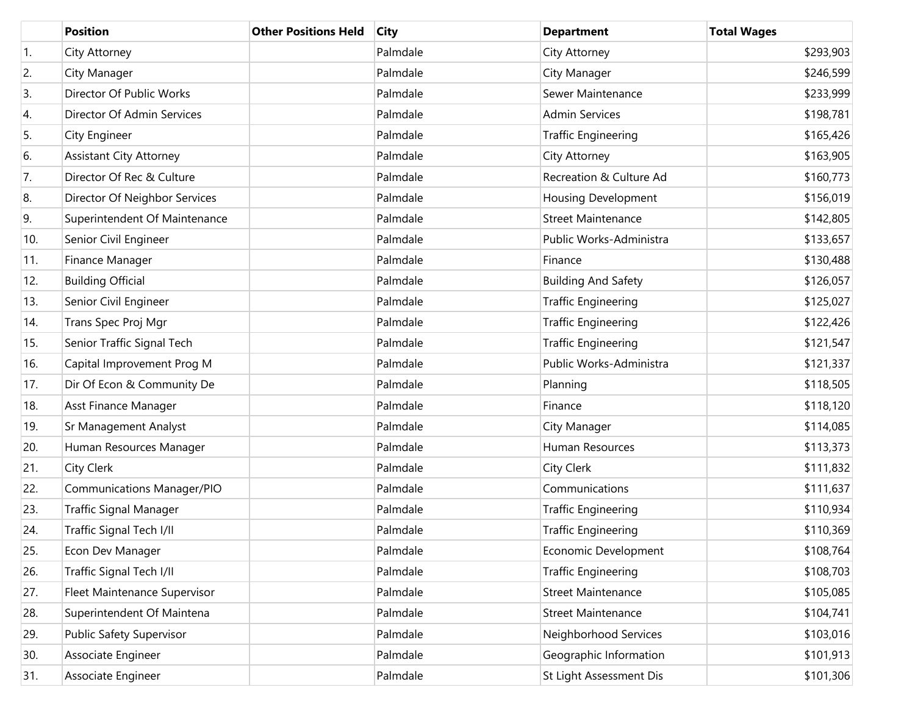| | Position | Other Positions Held | City | Department | Total Wages |
|---|---|---|---|---|---|
| 1. | City Attorney | | Palmdale | City Attorney | $293,903 |
| 2. | City Manager | | Palmdale | City Manager | $246,599 |
| 3. | Director Of Public Works | | Palmdale | Sewer Maintenance | $233,999 |
| 4. | Director Of Admin Services | | Palmdale | Admin Services | $198,781 |
| 5. | City Engineer | | Palmdale | Traffic Engineering | $165,426 |
| 6. | Assistant City Attorney | | Palmdale | City Attorney | $163,905 |
| 7. | Director Of Rec & Culture | | Palmdale | Recreation & Culture Ad | $160,773 |
| 8. | Director Of Neighbor Services | | Palmdale | Housing Development | $156,019 |
| 9. | Superintendent Of Maintenance | | Palmdale | Street Maintenance | $142,805 |
| 10. | Senior Civil Engineer | | Palmdale | Public Works-Administra | $133,657 |
| 11. | Finance Manager | | Palmdale | Finance | $130,488 |
| 12. | Building Official | | Palmdale | Building And Safety | $126,057 |
| 13. | Senior Civil Engineer | | Palmdale | Traffic Engineering | $125,027 |
| 14. | Trans Spec Proj Mgr | | Palmdale | Traffic Engineering | $122,426 |
| 15. | Senior Traffic Signal Tech | | Palmdale | Traffic Engineering | $121,547 |
| 16. | Capital Improvement Prog M | | Palmdale | Public Works-Administra | $121,337 |
| 17. | Dir Of Econ & Community De | | Palmdale | Planning | $118,505 |
| 18. | Asst Finance Manager | | Palmdale | Finance | $118,120 |
| 19. | Sr Management Analyst | | Palmdale | City Manager | $114,085 |
| 20. | Human Resources Manager | | Palmdale | Human Resources | $113,373 |
| 21. | City Clerk | | Palmdale | City Clerk | $111,832 |
| 22. | Communications Manager/PIO | | Palmdale | Communications | $111,637 |
| 23. | Traffic Signal Manager | | Palmdale | Traffic Engineering | $110,934 |
| 24. | Traffic Signal Tech I/II | | Palmdale | Traffic Engineering | $110,369 |
| 25. | Econ Dev Manager | | Palmdale | Economic Development | $108,764 |
| 26. | Traffic Signal Tech I/II | | Palmdale | Traffic Engineering | $108,703 |
| 27. | Fleet Maintenance Supervisor | | Palmdale | Street Maintenance | $105,085 |
| 28. | Superintendent Of Maintena | | Palmdale | Street Maintenance | $104,741 |
| 29. | Public Safety Supervisor | | Palmdale | Neighborhood Services | $103,016 |
| 30. | Associate Engineer | | Palmdale | Geographic Information | $101,913 |
| 31. | Associate Engineer | | Palmdale | St Light Assessment Dis | $101,306 |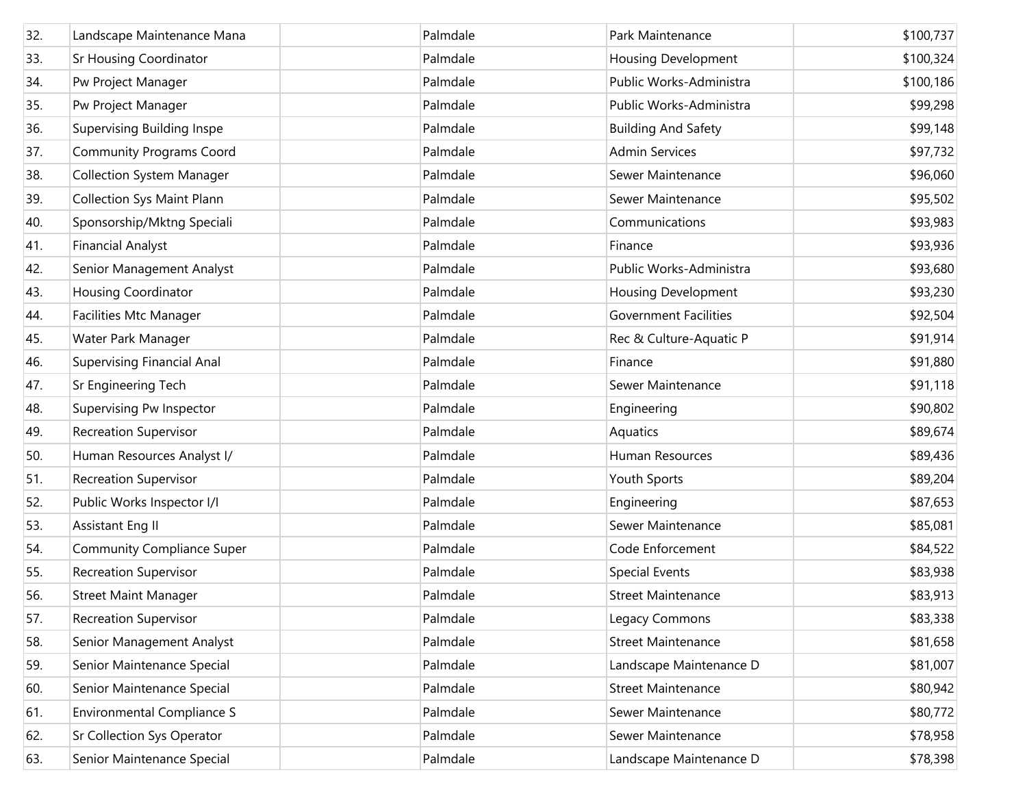| | | | | | |
|---|---|---|---|---|---|
| 32. | Landscape Maintenance Mana | | Palmdale | Park Maintenance | $100,737 |
| 33. | Sr Housing Coordinator | | Palmdale | Housing Development | $100,324 |
| 34. | Pw Project Manager | | Palmdale | Public Works-Administra | $100,186 |
| 35. | Pw Project Manager | | Palmdale | Public Works-Administra | $99,298 |
| 36. | Supervising Building Inspe | | Palmdale | Building And Safety | $99,148 |
| 37. | Community Programs Coord | | Palmdale | Admin Services | $97,732 |
| 38. | Collection System Manager | | Palmdale | Sewer Maintenance | $96,060 |
| 39. | Collection Sys Maint Plann | | Palmdale | Sewer Maintenance | $95,502 |
| 40. | Sponsorship/Mktng Speciali | | Palmdale | Communications | $93,983 |
| 41. | Financial Analyst | | Palmdale | Finance | $93,936 |
| 42. | Senior Management Analyst | | Palmdale | Public Works-Administra | $93,680 |
| 43. | Housing Coordinator | | Palmdale | Housing Development | $93,230 |
| 44. | Facilities Mtc Manager | | Palmdale | Government Facilities | $92,504 |
| 45. | Water Park Manager | | Palmdale | Rec & Culture-Aquatic P | $91,914 |
| 46. | Supervising Financial Anal | | Palmdale | Finance | $91,880 |
| 47. | Sr Engineering Tech | | Palmdale | Sewer Maintenance | $91,118 |
| 48. | Supervising Pw Inspector | | Palmdale | Engineering | $90,802 |
| 49. | Recreation Supervisor | | Palmdale | Aquatics | $89,674 |
| 50. | Human Resources Analyst I/ | | Palmdale | Human Resources | $89,436 |
| 51. | Recreation Supervisor | | Palmdale | Youth Sports | $89,204 |
| 52. | Public Works Inspector I/I | | Palmdale | Engineering | $87,653 |
| 53. | Assistant Eng II | | Palmdale | Sewer Maintenance | $85,081 |
| 54. | Community Compliance Super | | Palmdale | Code Enforcement | $84,522 |
| 55. | Recreation Supervisor | | Palmdale | Special Events | $83,938 |
| 56. | Street Maint Manager | | Palmdale | Street Maintenance | $83,913 |
| 57. | Recreation Supervisor | | Palmdale | Legacy Commons | $83,338 |
| 58. | Senior Management Analyst | | Palmdale | Street Maintenance | $81,658 |
| 59. | Senior Maintenance Special | | Palmdale | Landscape Maintenance D | $81,007 |
| 60. | Senior Maintenance Special | | Palmdale | Street Maintenance | $80,942 |
| 61. | Environmental Compliance S | | Palmdale | Sewer Maintenance | $80,772 |
| 62. | Sr Collection Sys Operator | | Palmdale | Sewer Maintenance | $78,958 |
| 63. | Senior Maintenance Special | | Palmdale | Landscape Maintenance D | $78,398 |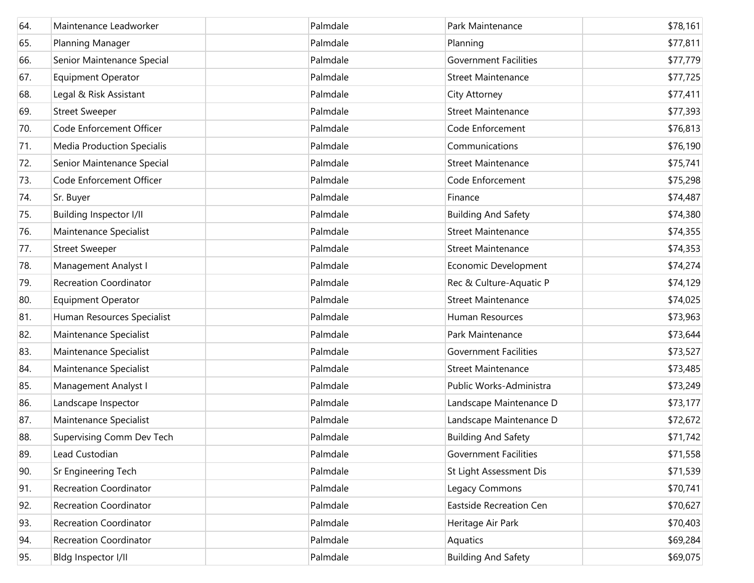| | | | | | |
|---|---|---|---|---|---|
| 64. | Maintenance Leadworker | | Palmdale | Park Maintenance | $78,161 |
| 65. | Planning Manager | | Palmdale | Planning | $77,811 |
| 66. | Senior Maintenance Special | | Palmdale | Government Facilities | $77,779 |
| 67. | Equipment Operator | | Palmdale | Street Maintenance | $77,725 |
| 68. | Legal & Risk Assistant | | Palmdale | City Attorney | $77,411 |
| 69. | Street Sweeper | | Palmdale | Street Maintenance | $77,393 |
| 70. | Code Enforcement Officer | | Palmdale | Code Enforcement | $76,813 |
| 71. | Media Production Specialis | | Palmdale | Communications | $76,190 |
| 72. | Senior Maintenance Special | | Palmdale | Street Maintenance | $75,741 |
| 73. | Code Enforcement Officer | | Palmdale | Code Enforcement | $75,298 |
| 74. | Sr. Buyer | | Palmdale | Finance | $74,487 |
| 75. | Building Inspector I/II | | Palmdale | Building And Safety | $74,380 |
| 76. | Maintenance Specialist | | Palmdale | Street Maintenance | $74,355 |
| 77. | Street Sweeper | | Palmdale | Street Maintenance | $74,353 |
| 78. | Management Analyst I | | Palmdale | Economic Development | $74,274 |
| 79. | Recreation Coordinator | | Palmdale | Rec & Culture-Aquatic P | $74,129 |
| 80. | Equipment Operator | | Palmdale | Street Maintenance | $74,025 |
| 81. | Human Resources Specialist | | Palmdale | Human Resources | $73,963 |
| 82. | Maintenance Specialist | | Palmdale | Park Maintenance | $73,644 |
| 83. | Maintenance Specialist | | Palmdale | Government Facilities | $73,527 |
| 84. | Maintenance Specialist | | Palmdale | Street Maintenance | $73,485 |
| 85. | Management Analyst I | | Palmdale | Public Works-Administra | $73,249 |
| 86. | Landscape Inspector | | Palmdale | Landscape Maintenance D | $73,177 |
| 87. | Maintenance Specialist | | Palmdale | Landscape Maintenance D | $72,672 |
| 88. | Supervising Comm Dev Tech | | Palmdale | Building And Safety | $71,742 |
| 89. | Lead Custodian | | Palmdale | Government Facilities | $71,558 |
| 90. | Sr Engineering Tech | | Palmdale | St Light Assessment Dis | $71,539 |
| 91. | Recreation Coordinator | | Palmdale | Legacy Commons | $70,741 |
| 92. | Recreation Coordinator | | Palmdale | Eastside Recreation Cen | $70,627 |
| 93. | Recreation Coordinator | | Palmdale | Heritage Air Park | $70,403 |
| 94. | Recreation Coordinator | | Palmdale | Aquatics | $69,284 |
| 95. | Bldg Inspector I/II | | Palmdale | Building And Safety | $69,075 |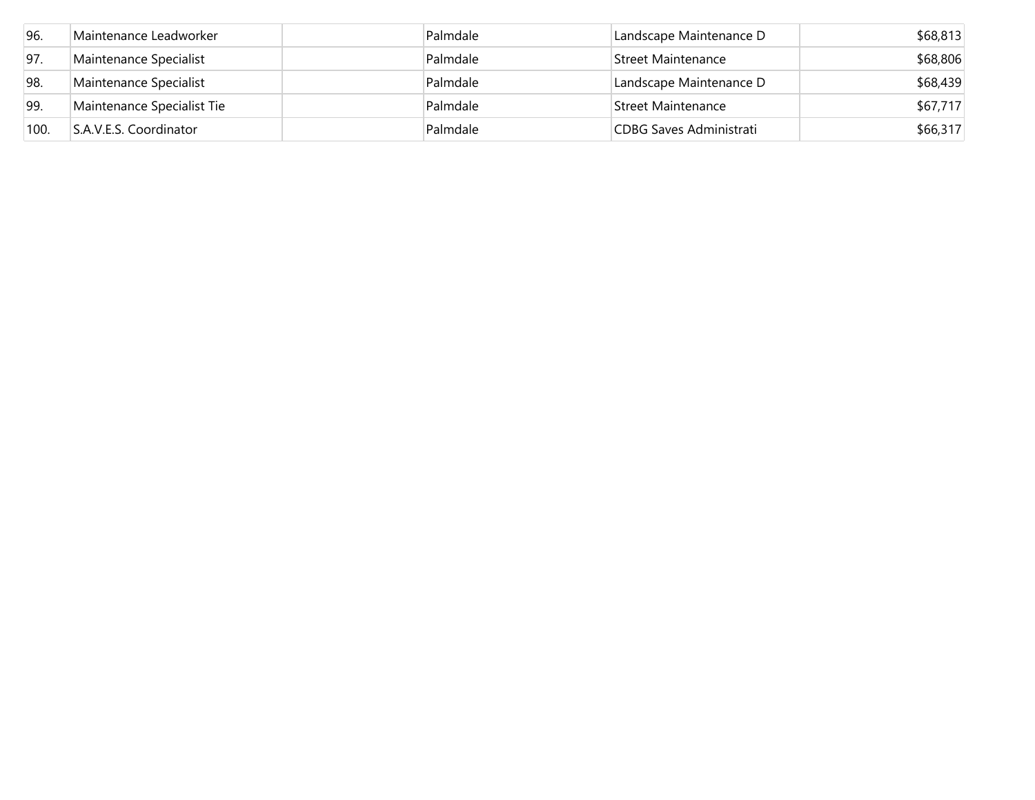| | | | | | |
|---|---|---|---|---|---|
| 96. | Maintenance Leadworker | | Palmdale | Landscape Maintenance D | $68,813 |
| 97. | Maintenance Specialist | | Palmdale | Street Maintenance | $68,806 |
| 98. | Maintenance Specialist | | Palmdale | Landscape Maintenance D | $68,439 |
| 99. | Maintenance Specialist Tie | | Palmdale | Street Maintenance | $67,717 |
| 100. | S.A.V.E.S. Coordinator | | Palmdale | CDBG Saves Administrati | $66,317 |